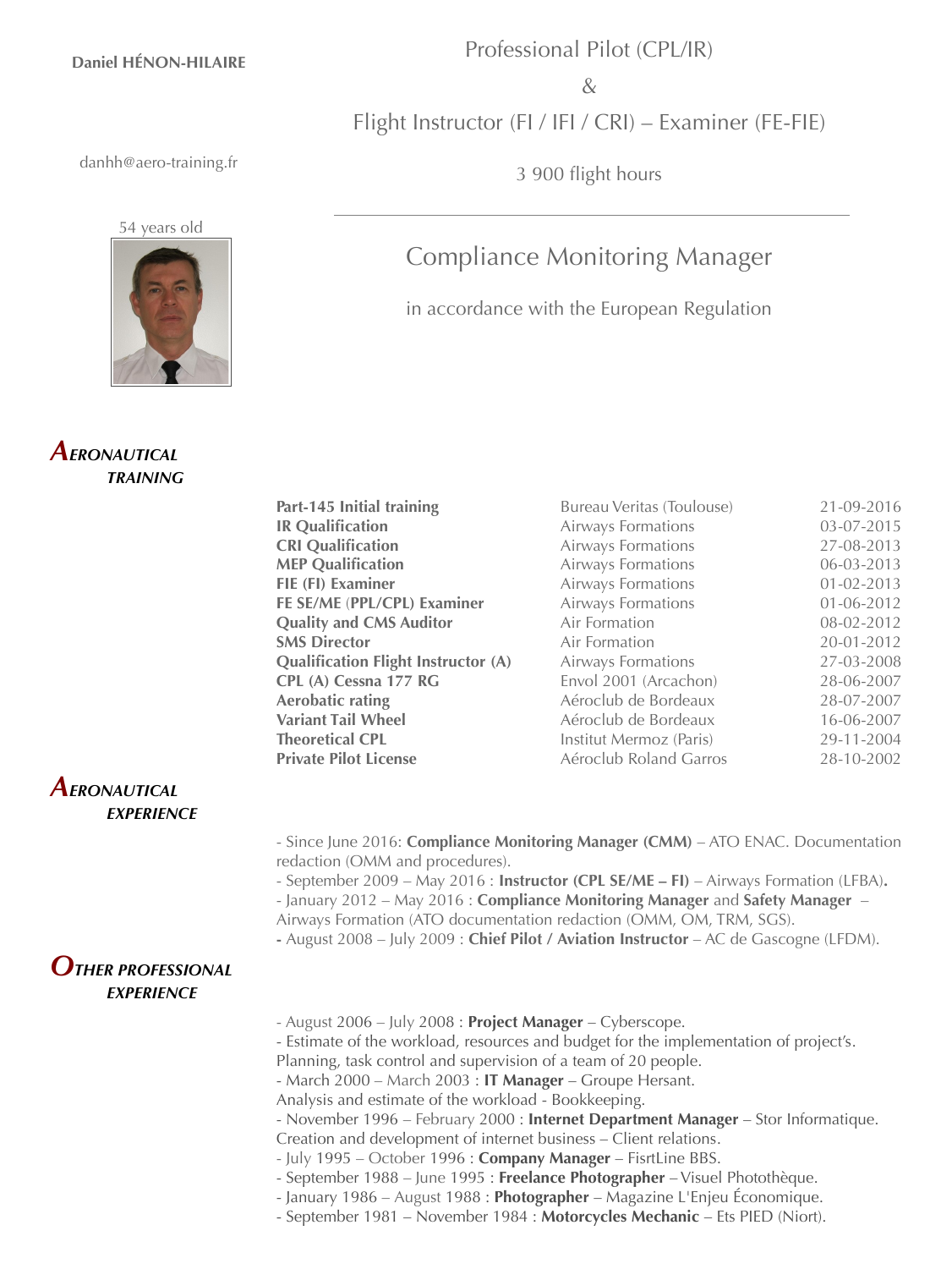**Daniel HÉNON-HILAIRE**

danhh@aero-training.fr

54 years old

# Professional Pilot (CPL/IR)

&

# Flight Instructor (FI / IFI / CRI) – Examiner (FE-FIE)

3 900 flight hours

---

## Compliance Monitoring Manager

in accordance with the European Regulation

## *AERONAUTICAL TRAINING*

| | | |
|---|---|---|
| **Part-145 Initial training** | Bureau Veritas (Toulouse) | 21-09-2016 |
| **IR Qualification** | Airways Formations | 03-07-2015 |
| **CRI Qualification** | Airways Formations | 27-08-2013 |
| **MEP Qualification** | Airways Formations | 06-03-2013 |
| **FIE (FI) Examiner** | Airways Formations | 01-02-2013 |
| **FE SE/ME (PPL/CPL) Examiner** | Airways Formations | 01-06-2012 |
| **Quality and CMS Auditor** | Air Formation | 08-02-2012 |
| **SMS Director** | Air Formation | 20-01-2012 |
| **Qualification Flight Instructor (A)** | Airways Formations | 27-03-2008 |
| **CPL (A) Cessna 177 RG** | Envol 2001 (Arcachon) | 28-06-2007 |
| **Aerobatic rating** | Aéroclub de Bordeaux | 28-07-2007 |
| **Variant Tail Wheel** | Aéroclub de Bordeaux | 16-06-2007 |
| **Theoretical CPL** | Institut Mermoz (Paris) | 29-11-2004 |
| **Private Pilot License** | Aéroclub Roland Garros | 28-10-2002 |

## *AERONAUTICAL EXPERIENCE*

- Since June 2016: **Compliance Monitoring Manager (CMM)** – ATO ENAC. Documentation redaction (OMM and procedures).
- September 2009 – May 2016 : **Instructor (CPL SE/ME – FI)** – Airways Formation (LFBA)**.**
- January 2012 – May 2016 : **Compliance Monitoring Manager** and **Safety Manager** – Airways Formation (ATO documentation redaction (OMM, OM, TRM, SGS).
- August 2008 – July 2009 : **Chief Pilot / Aviation Instructor** – AC de Gascogne (LFDM).

## *OTHER PROFESSIONAL EXPERIENCE*

- August 2006 – July 2008 : **Project Manager** – Cyberscope.
- Estimate of the workload, resources and budget for the implementation of project's. Planning, task control and supervision of a team of 20 people.
- March 2000 – March 2003 : **IT Manager** – Groupe Hersant. Analysis and estimate of the workload - Bookkeeping.
- November 1996 – February 2000 : **Internet Department Manager** – Stor Informatique. Creation and development of internet business – Client relations.
- July 1995 – October 1996 : **Company Manager** – FisrtLine BBS.
- September 1988 – June 1995 : **Freelance Photographer** – Visuel Photothèque.
- January 1986 – August 1988 : **Photographer** – Magazine L'Enjeu Économique.
- September 1981 – November 1984 : **Motorcycles Mechanic** – Ets PIED (Niort).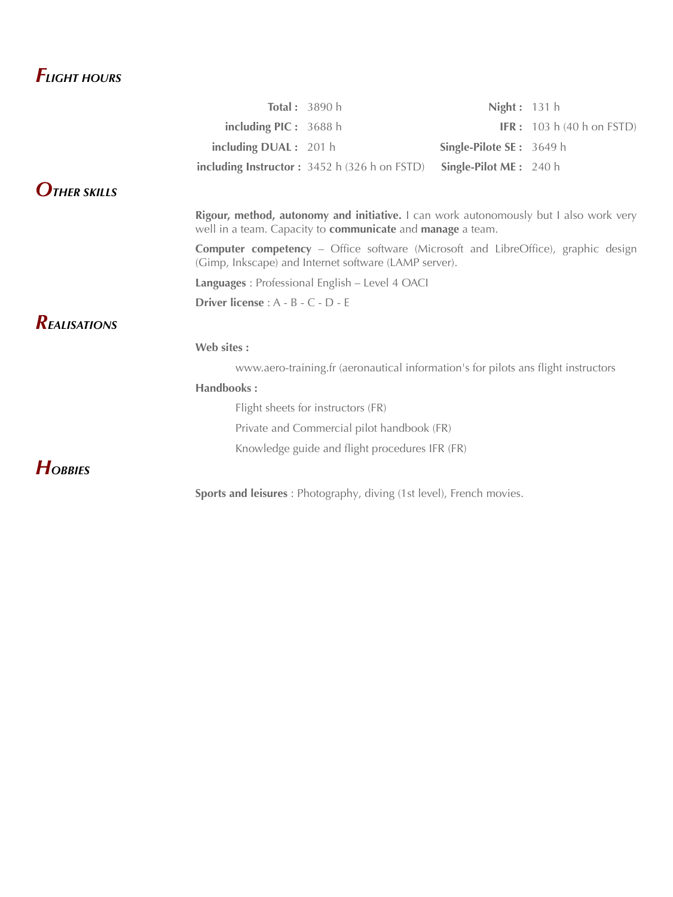## *Flight hours*

| | | | |
|---|---|---|---|
| **Total :** | 3890 h | **Night :** | 131 h |
| **including PIC :** | 3688 h | **IFR :** | 103 h (40 h on FSTD) |
| **including DUAL :** | 201 h | **Single-Pilote SE :** | 3649 h |
| **including Instructor :** | 3452 h (326 h on FSTD) | **Single-Pilot ME :** | 240 h |

## *Other skills*

**Rigour, method, autonomy and initiative.** I can work autonomously but I also work very well in a team. Capacity to **communicate** and **manage** a team.

**Computer competency** – Office software (Microsoft and LibreOffice), graphic design (Gimp, Inkscape) and Internet software (LAMP server).

**Languages** : Professional English – Level 4 OACI

**Driver license** : A - B - C - D - E

## *Realisations*

**Web sites :**

www.aero-training.fr (aeronautical information's for pilots ans flight instructors

**Handbooks :**

Flight sheets for instructors (FR)

Private and Commercial pilot handbook (FR)

Knowledge guide and flight procedures IFR (FR)

## *Hobbies*

**Sports and leisures** : Photography, diving (1st level), French movies.